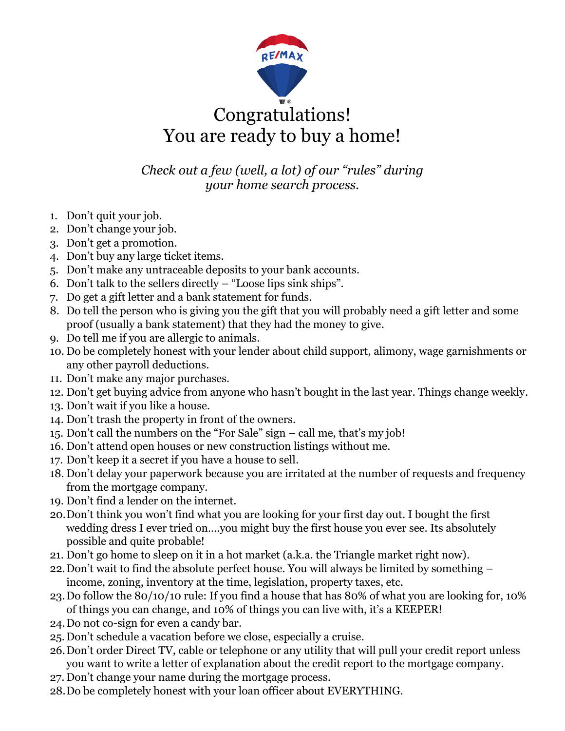# Congratulations!
# You are ready to buy a home!

*Check out a few (well, a lot) of our "rules" during your home search process.*

1. Don't quit your job.
2. Don't change your job.
3. Don't get a promotion.
4. Don't buy any large ticket items.
5. Don't make any untraceable deposits to your bank accounts.
6. Don't talk to the sellers directly – "Loose lips sink ships".
7. Do get a gift letter and a bank statement for funds.
8. Do tell the person who is giving you the gift that you will probably need a gift letter and some proof (usually a bank statement) that they had the money to give.
9. Do tell me if you are allergic to animals.
10. Do be completely honest with your lender about child support, alimony, wage garnishments or any other payroll deductions.
11. Don't make any major purchases.
12. Don't get buying advice from anyone who hasn't bought in the last year. Things change weekly.
13. Don't wait if you like a house.
14. Don't trash the property in front of the owners.
15. Don't call the numbers on the "For Sale" sign – call me, that's my job!
16. Don't attend open houses or new construction listings without me.
17. Don't keep it a secret if you have a house to sell.
18. Don't delay your paperwork because you are irritated at the number of requests and frequency from the mortgage company.
19. Don't find a lender on the internet.
20. Don't think you won't find what you are looking for your first day out. I bought the first wedding dress I ever tried on....you might buy the first house you ever see. Its absolutely possible and quite probable!
21. Don't go home to sleep on it in a hot market (a.k.a. the Triangle market right now).
22. Don't wait to find the absolute perfect house. You will always be limited by something – income, zoning, inventory at the time, legislation, property taxes, etc.
23. Do follow the 80/10/10 rule: If you find a house that has 80% of what you are looking for, 10% of things you can change, and 10% of things you can live with, it's a KEEPER!
24. Do not co-sign for even a candy bar.
25. Don't schedule a vacation before we close, especially a cruise.
26. Don't order Direct TV, cable or telephone or any utility that will pull your credit report unless you want to write a letter of explanation about the credit report to the mortgage company.
27. Don't change your name during the mortgage process.
28. Do be completely honest with your loan officer about EVERYTHING.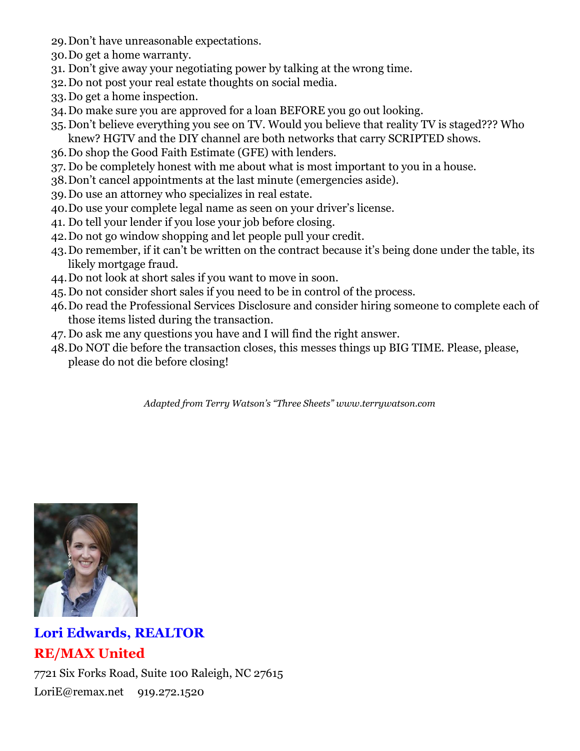29. Don't have unreasonable expectations.
30. Do get a home warranty.
31. Don't give away your negotiating power by talking at the wrong time.
32. Do not post your real estate thoughts on social media.
33. Do get a home inspection.
34. Do make sure you are approved for a loan BEFORE you go out looking.
35. Don't believe everything you see on TV. Would you believe that reality TV is staged??? Who knew? HGTV and the DIY channel are both networks that carry SCRIPTED shows.
36. Do shop the Good Faith Estimate (GFE) with lenders.
37. Do be completely honest with me about what is most important to you in a house.
38. Don't cancel appointments at the last minute (emergencies aside).
39. Do use an attorney who specializes in real estate.
40. Do use your complete legal name as seen on your driver's license.
41. Do tell your lender if you lose your job before closing.
42. Do not go window shopping and let people pull your credit.
43. Do remember, if it can't be written on the contract because it's being done under the table, its likely mortgage fraud.
44. Do not look at short sales if you want to move in soon.
45. Do not consider short sales if you need to be in control of the process.
46. Do read the Professional Services Disclosure and consider hiring someone to complete each of those items listed during the transaction.
47. Do ask me any questions you have and I will find the right answer.
48. Do NOT die before the transaction closes, this messes things up BIG TIME. Please, please, please do not die before closing!

*Adapted from Terry Watson's "Three Sheets" www.terrywatson.com*

**Lori Edwards, REALTOR**

**RE/MAX United**

7721 Six Forks Road, Suite 100 Raleigh, NC 27615

LoriE@remax.net 919.272.1520